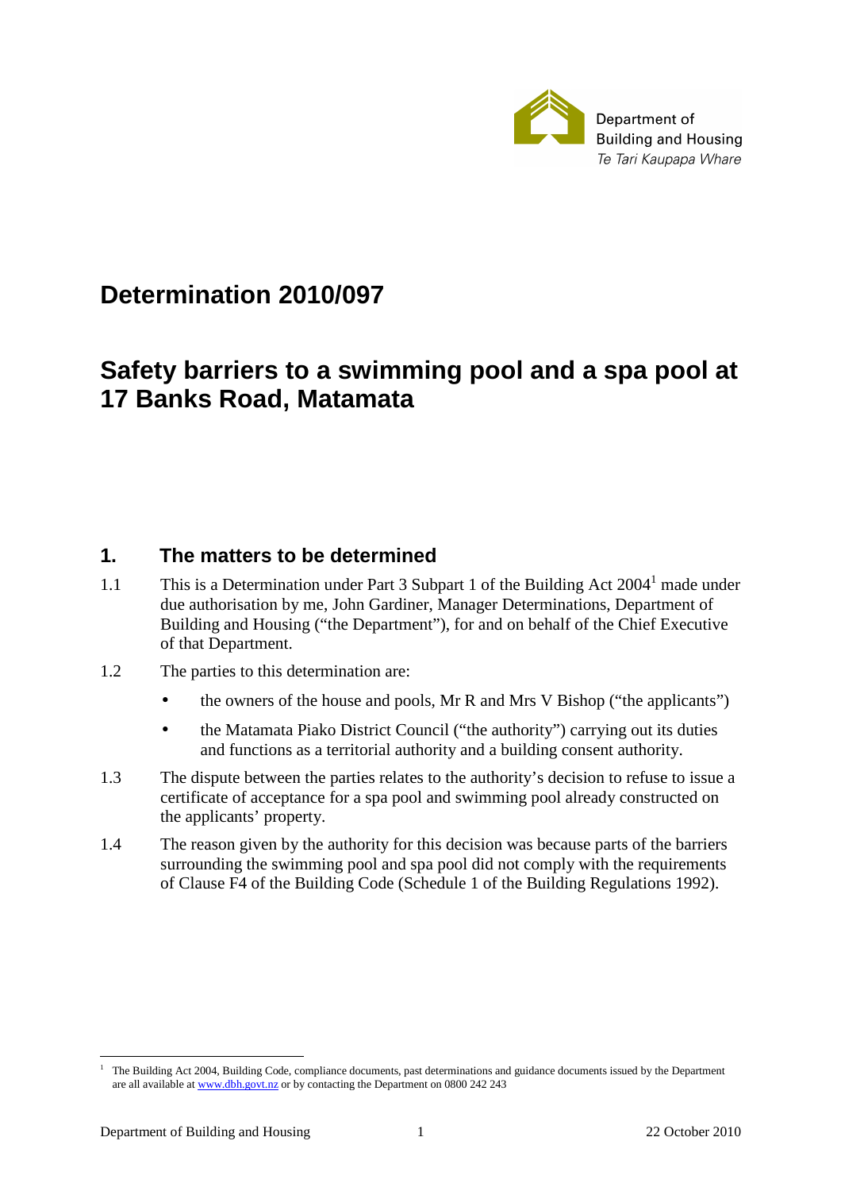Department of Building and Housing
*Te Tari Kaupapa Whare*

# Determination 2010/097

# Safety barriers to a swimming pool and a spa pool at 17 Banks Road, Matamata

## 1. The matters to be determined

1.1 This is a Determination under Part 3 Subpart 1 of the Building Act 2004[1] made under due authorisation by me, John Gardiner, Manager Determinations, Department of Building and Housing ("the Department"), for and on behalf of the Chief Executive of that Department.

1.2 The parties to this determination are:

- the owners of the house and pools, Mr R and Mrs V Bishop ("the applicants")
- the Matamata Piako District Council ("the authority") carrying out its duties and functions as a territorial authority and a building consent authority.

1.3 The dispute between the parties relates to the authority's decision to refuse to issue a certificate of acceptance for a spa pool and swimming pool already constructed on the applicants' property.

1.4 The reason given by the authority for this decision was because parts of the barriers surrounding the swimming pool and spa pool did not comply with the requirements of Clause F4 of the Building Code (Schedule 1 of the Building Regulations 1992).

---

[1] The Building Act 2004, Building Code, compliance documents, past determinations and guidance documents issued by the Department are all available at www.dbh.govt.nz or by contacting the Department on 0800 242 243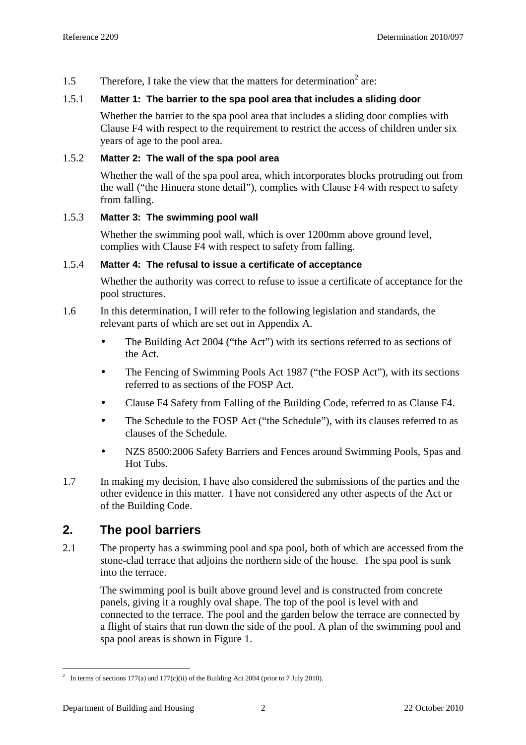1.5 Therefore, I take the view that the matters for determination[2] are:

1.5.1 **Matter 1: The barrier to the spa pool area that includes a sliding door**

Whether the barrier to the spa pool area that includes a sliding door complies with Clause F4 with respect to the requirement to restrict the access of children under six years of age to the pool area.

1.5.2 **Matter 2: The wall of the spa pool area**

Whether the wall of the spa pool area, which incorporates blocks protruding out from the wall ("the Hinuera stone detail"), complies with Clause F4 with respect to safety from falling.

1.5.3 **Matter 3: The swimming pool wall**

Whether the swimming pool wall, which is over 1200mm above ground level, complies with Clause F4 with respect to safety from falling.

1.5.4 **Matter 4: The refusal to issue a certificate of acceptance**

Whether the authority was correct to refuse to issue a certificate of acceptance for the pool structures.

1.6 In this determination, I will refer to the following legislation and standards, the relevant parts of which are set out in Appendix A.

- The Building Act 2004 ("the Act") with its sections referred to as sections of the Act.
- The Fencing of Swimming Pools Act 1987 ("the FOSP Act"), with its sections referred to as sections of the FOSP Act.
- Clause F4 Safety from Falling of the Building Code, referred to as Clause F4.
- The Schedule to the FOSP Act ("the Schedule"), with its clauses referred to as clauses of the Schedule.
- NZS 8500:2006 Safety Barriers and Fences around Swimming Pools, Spas and Hot Tubs.

1.7 In making my decision, I have also considered the submissions of the parties and the other evidence in this matter. I have not considered any other aspects of the Act or of the Building Code.

## 2. The pool barriers

2.1 The property has a swimming pool and spa pool, both of which are accessed from the stone-clad terrace that adjoins the northern side of the house. The spa pool is sunk into the terrace.

The swimming pool is built above ground level and is constructed from concrete panels, giving it a roughly oval shape. The top of the pool is level with and connected to the terrace. The pool and the garden below the terrace are connected by a flight of stairs that run down the side of the pool. A plan of the swimming pool and spa pool areas is shown in Figure 1.

---

[2] In terms of sections 177(a) and 177(c)(ii) of the Building Act 2004 (prior to 7 July 2010).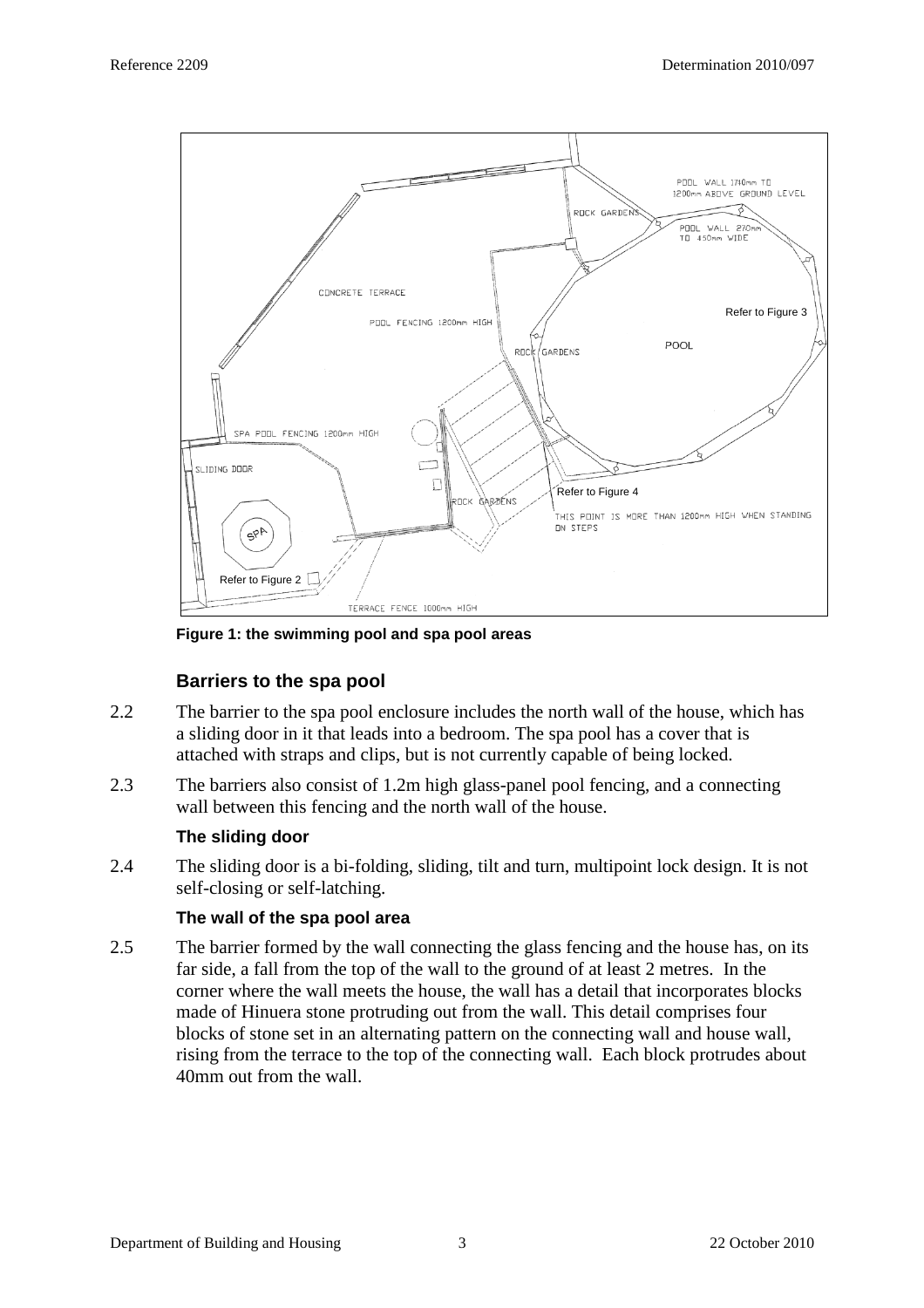POOL WALL 1710mm TO 1200mm ABOVE GROUND LEVEL

ROCK GARDENS

POOL WALL 270mm TO 450mm WIDE

CONCRETE TERRACE

POOL FENCING 1200mm HIGH

Refer to Figure 3

POOL

ROCK GARDENS

SPA POOL FENCING 1200mm HIGH

SLIDING DOOR

Refer to Figure 4

ROCK GARDENS

THIS POINT IS MORE THAN 1200mm HIGH WHEN STANDING ON STEPS

SPA

Refer to Figure 2

TERRACE FENCE 1000mm HIGH

**Figure 1: the swimming pool and spa pool areas**

### Barriers to the spa pool

2.2 The barrier to the spa pool enclosure includes the north wall of the house, which has a sliding door in it that leads into a bedroom. The spa pool has a cover that is attached with straps and clips, but is not currently capable of being locked.

2.3 The barriers also consist of 1.2m high glass-panel pool fencing, and a connecting wall between this fencing and the north wall of the house.

#### The sliding door

2.4 The sliding door is a bi-folding, sliding, tilt and turn, multipoint lock design. It is not self-closing or self-latching.

#### The wall of the spa pool area

2.5 The barrier formed by the wall connecting the glass fencing and the house has, on its far side, a fall from the top of the wall to the ground of at least 2 metres. In the corner where the wall meets the house, the wall has a detail that incorporates blocks made of Hinuera stone protruding out from the wall. This detail comprises four blocks of stone set in an alternating pattern on the connecting wall and house wall, rising from the terrace to the top of the connecting wall. Each block protrudes about 40mm out from the wall.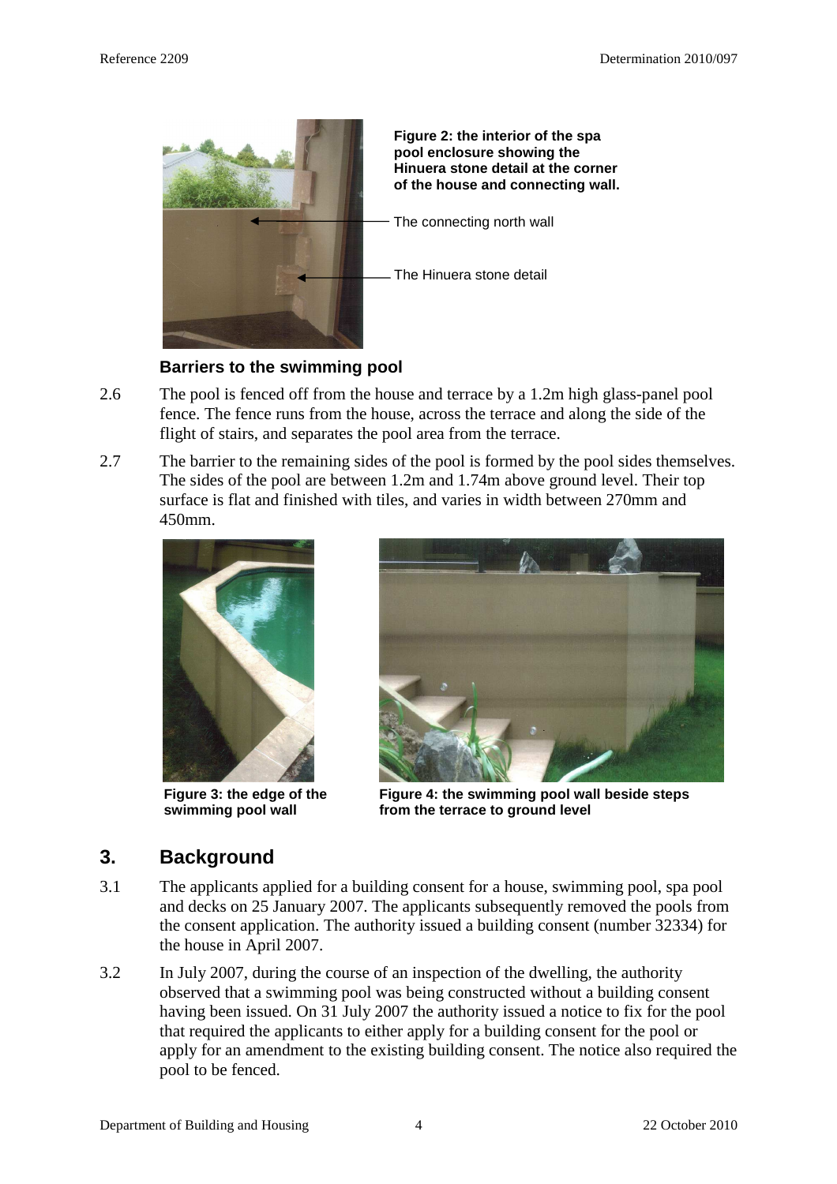**Figure 2: the interior of the spa pool enclosure showing the Hinuera stone detail at the corner of the house and connecting wall.**

The connecting north wall

The Hinuera stone detail

### Barriers to the swimming pool

2.6 The pool is fenced off from the house and terrace by a 1.2m high glass-panel pool fence. The fence runs from the house, across the terrace and along the side of the flight of stairs, and separates the pool area from the terrace.

2.7 The barrier to the remaining sides of the pool is formed by the pool sides themselves. The sides of the pool are between 1.2m and 1.74m above ground level. Their top surface is flat and finished with tiles, and varies in width between 270mm and 450mm.

**Figure 3: the edge of the swimming pool wall**

**Figure 4: the swimming pool wall beside steps from the terrace to ground level**

## 3. Background

3.1 The applicants applied for a building consent for a house, swimming pool, spa pool and decks on 25 January 2007. The applicants subsequently removed the pools from the consent application. The authority issued a building consent (number 32334) for the house in April 2007.

3.2 In July 2007, during the course of an inspection of the dwelling, the authority observed that a swimming pool was being constructed without a building consent having been issued. On 31 July 2007 the authority issued a notice to fix for the pool that required the applicants to either apply for a building consent for the pool or apply for an amendment to the existing building consent. The notice also required the pool to be fenced.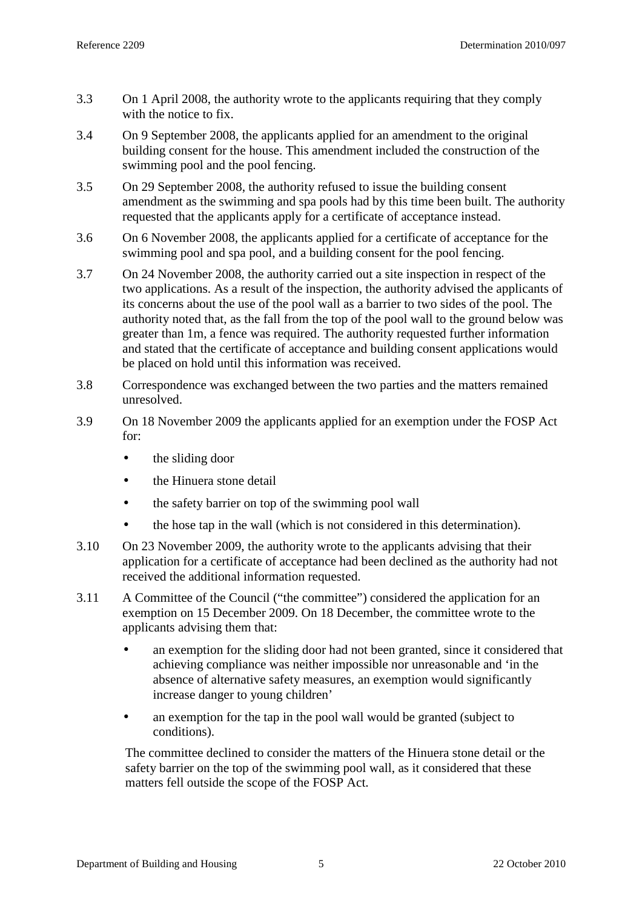3.3 On 1 April 2008, the authority wrote to the applicants requiring that they comply with the notice to fix.

3.4 On 9 September 2008, the applicants applied for an amendment to the original building consent for the house. This amendment included the construction of the swimming pool and the pool fencing.

3.5 On 29 September 2008, the authority refused to issue the building consent amendment as the swimming and spa pools had by this time been built. The authority requested that the applicants apply for a certificate of acceptance instead.

3.6 On 6 November 2008, the applicants applied for a certificate of acceptance for the swimming pool and spa pool, and a building consent for the pool fencing.

3.7 On 24 November 2008, the authority carried out a site inspection in respect of the two applications. As a result of the inspection, the authority advised the applicants of its concerns about the use of the pool wall as a barrier to two sides of the pool. The authority noted that, as the fall from the top of the pool wall to the ground below was greater than 1m, a fence was required. The authority requested further information and stated that the certificate of acceptance and building consent applications would be placed on hold until this information was received.

3.8 Correspondence was exchanged between the two parties and the matters remained unresolved.

3.9 On 18 November 2009 the applicants applied for an exemption under the FOSP Act for:

- the sliding door
- the Hinuera stone detail
- the safety barrier on top of the swimming pool wall
- the hose tap in the wall (which is not considered in this determination).

3.10 On 23 November 2009, the authority wrote to the applicants advising that their application for a certificate of acceptance had been declined as the authority had not received the additional information requested.

3.11 A Committee of the Council ("the committee") considered the application for an exemption on 15 December 2009. On 18 December, the committee wrote to the applicants advising them that:

- an exemption for the sliding door had not been granted, since it considered that achieving compliance was neither impossible nor unreasonable and 'in the absence of alternative safety measures, an exemption would significantly increase danger to young children'
- an exemption for the tap in the pool wall would be granted (subject to conditions).

The committee declined to consider the matters of the Hinuera stone detail or the safety barrier on the top of the swimming pool wall, as it considered that these matters fell outside the scope of the FOSP Act.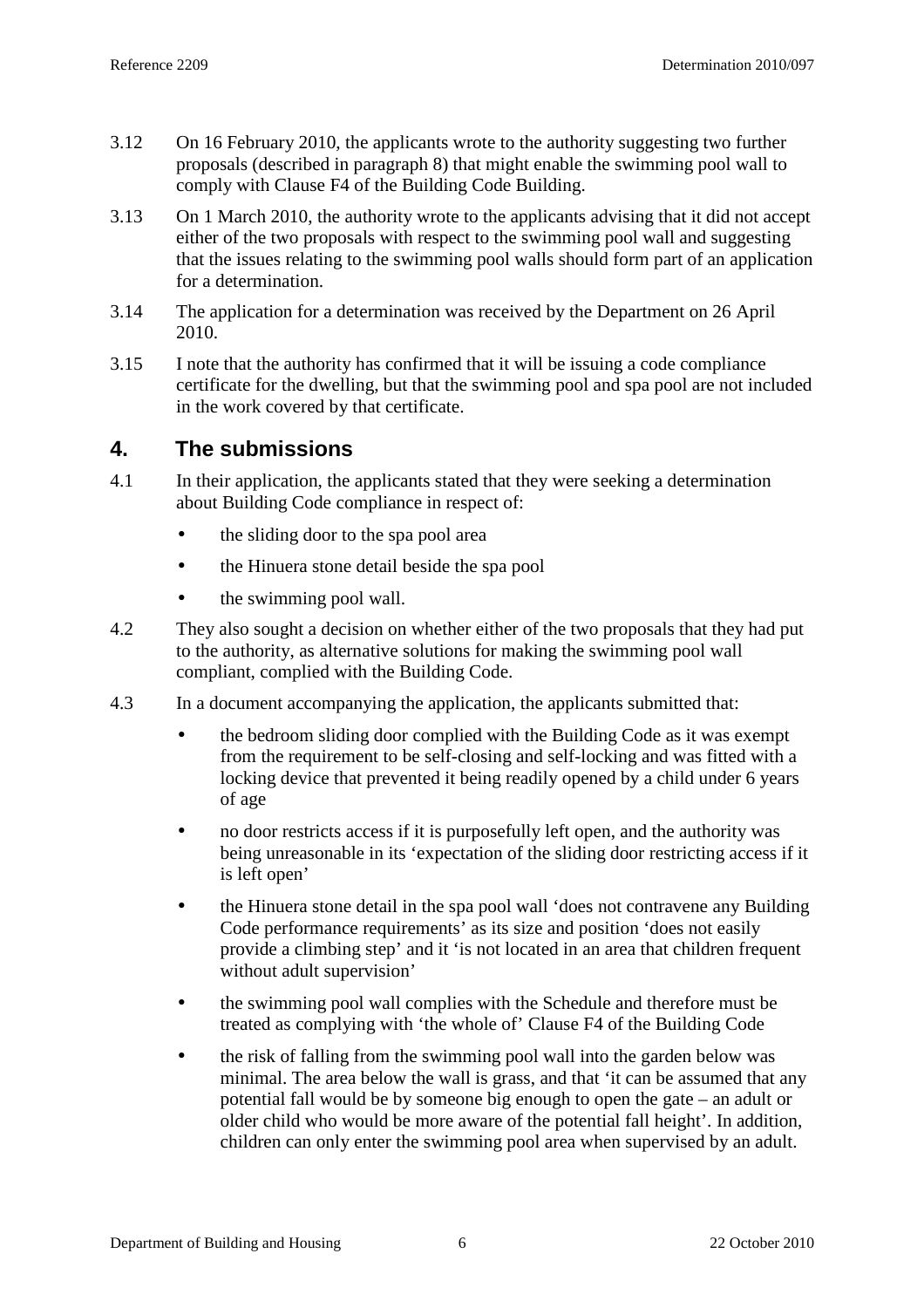3.12 On 16 February 2010, the applicants wrote to the authority suggesting two further proposals (described in paragraph 8) that might enable the swimming pool wall to comply with Clause F4 of the Building Code Building.

3.13 On 1 March 2010, the authority wrote to the applicants advising that it did not accept either of the two proposals with respect to the swimming pool wall and suggesting that the issues relating to the swimming pool walls should form part of an application for a determination.

3.14 The application for a determination was received by the Department on 26 April 2010.

3.15 I note that the authority has confirmed that it will be issuing a code compliance certificate for the dwelling, but that the swimming pool and spa pool are not included in the work covered by that certificate.

## 4. The submissions

4.1 In their application, the applicants stated that they were seeking a determination about Building Code compliance in respect of:

- the sliding door to the spa pool area
- the Hinuera stone detail beside the spa pool
- the swimming pool wall.

4.2 They also sought a decision on whether either of the two proposals that they had put to the authority, as alternative solutions for making the swimming pool wall compliant, complied with the Building Code.

4.3 In a document accompanying the application, the applicants submitted that:

- the bedroom sliding door complied with the Building Code as it was exempt from the requirement to be self-closing and self-locking and was fitted with a locking device that prevented it being readily opened by a child under 6 years of age
- no door restricts access if it is purposefully left open, and the authority was being unreasonable in its 'expectation of the sliding door restricting access if it is left open'
- the Hinuera stone detail in the spa pool wall 'does not contravene any Building Code performance requirements' as its size and position 'does not easily provide a climbing step' and it 'is not located in an area that children frequent without adult supervision'
- the swimming pool wall complies with the Schedule and therefore must be treated as complying with 'the whole of' Clause F4 of the Building Code
- the risk of falling from the swimming pool wall into the garden below was minimal. The area below the wall is grass, and that 'it can be assumed that any potential fall would be by someone big enough to open the gate – an adult or older child who would be more aware of the potential fall height'. In addition, children can only enter the swimming pool area when supervised by an adult.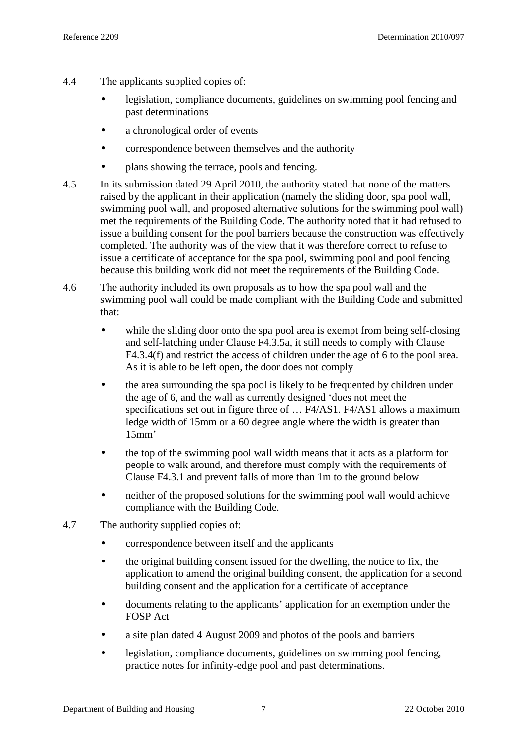4.4 The applicants supplied copies of:

- legislation, compliance documents, guidelines on swimming pool fencing and past determinations
- a chronological order of events
- correspondence between themselves and the authority
- plans showing the terrace, pools and fencing.

4.5 In its submission dated 29 April 2010, the authority stated that none of the matters raised by the applicant in their application (namely the sliding door, spa pool wall, swimming pool wall, and proposed alternative solutions for the swimming pool wall) met the requirements of the Building Code. The authority noted that it had refused to issue a building consent for the pool barriers because the construction was effectively completed. The authority was of the view that it was therefore correct to refuse to issue a certificate of acceptance for the spa pool, swimming pool and pool fencing because this building work did not meet the requirements of the Building Code.

4.6 The authority included its own proposals as to how the spa pool wall and the swimming pool wall could be made compliant with the Building Code and submitted that:

- while the sliding door onto the spa pool area is exempt from being self-closing and self-latching under Clause F4.3.5a, it still needs to comply with Clause F4.3.4(f) and restrict the access of children under the age of 6 to the pool area. As it is able to be left open, the door does not comply
- the area surrounding the spa pool is likely to be frequented by children under the age of 6, and the wall as currently designed 'does not meet the specifications set out in figure three of … F4/AS1. F4/AS1 allows a maximum ledge width of 15mm or a 60 degree angle where the width is greater than 15mm'
- the top of the swimming pool wall width means that it acts as a platform for people to walk around, and therefore must comply with the requirements of Clause F4.3.1 and prevent falls of more than 1m to the ground below
- neither of the proposed solutions for the swimming pool wall would achieve compliance with the Building Code.

4.7 The authority supplied copies of:

- correspondence between itself and the applicants
- the original building consent issued for the dwelling, the notice to fix, the application to amend the original building consent, the application for a second building consent and the application for a certificate of acceptance
- documents relating to the applicants' application for an exemption under the FOSP Act
- a site plan dated 4 August 2009 and photos of the pools and barriers
- legislation, compliance documents, guidelines on swimming pool fencing, practice notes for infinity-edge pool and past determinations.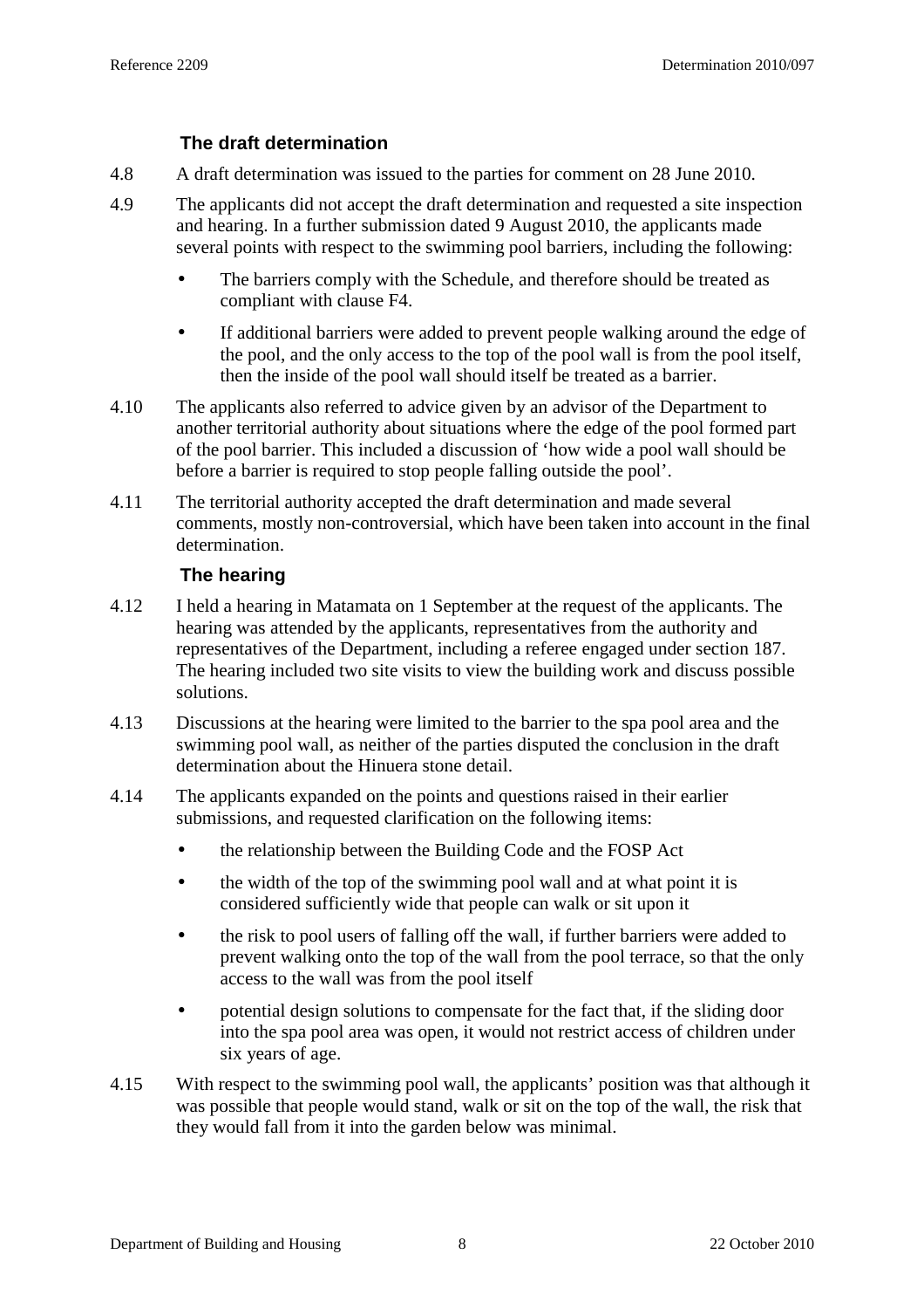### The draft determination

4.8 A draft determination was issued to the parties for comment on 28 June 2010.

4.9 The applicants did not accept the draft determination and requested a site inspection and hearing. In a further submission dated 9 August 2010, the applicants made several points with respect to the swimming pool barriers, including the following:

- The barriers comply with the Schedule, and therefore should be treated as compliant with clause F4.
- If additional barriers were added to prevent people walking around the edge of the pool, and the only access to the top of the pool wall is from the pool itself, then the inside of the pool wall should itself be treated as a barrier.

4.10 The applicants also referred to advice given by an advisor of the Department to another territorial authority about situations where the edge of the pool formed part of the pool barrier. This included a discussion of 'how wide a pool wall should be before a barrier is required to stop people falling outside the pool'.

4.11 The territorial authority accepted the draft determination and made several comments, mostly non-controversial, which have been taken into account in the final determination.

### The hearing

4.12 I held a hearing in Matamata on 1 September at the request of the applicants. The hearing was attended by the applicants, representatives from the authority and representatives of the Department, including a referee engaged under section 187. The hearing included two site visits to view the building work and discuss possible solutions.

4.13 Discussions at the hearing were limited to the barrier to the spa pool area and the swimming pool wall, as neither of the parties disputed the conclusion in the draft determination about the Hinuera stone detail.

4.14 The applicants expanded on the points and questions raised in their earlier submissions, and requested clarification on the following items:

- the relationship between the Building Code and the FOSP Act
- the width of the top of the swimming pool wall and at what point it is considered sufficiently wide that people can walk or sit upon it
- the risk to pool users of falling off the wall, if further barriers were added to prevent walking onto the top of the wall from the pool terrace, so that the only access to the wall was from the pool itself
- potential design solutions to compensate for the fact that, if the sliding door into the spa pool area was open, it would not restrict access of children under six years of age.

4.15 With respect to the swimming pool wall, the applicants' position was that although it was possible that people would stand, walk or sit on the top of the wall, the risk that they would fall from it into the garden below was minimal.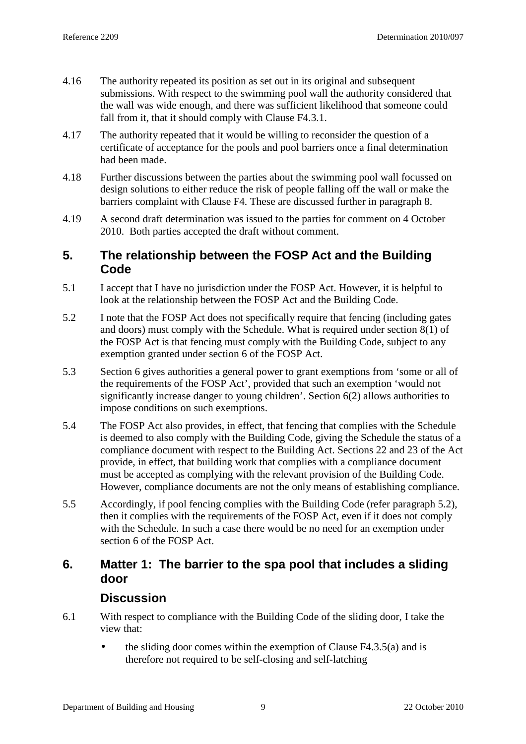4.16 The authority repeated its position as set out in its original and subsequent submissions. With respect to the swimming pool wall the authority considered that the wall was wide enough, and there was sufficient likelihood that someone could fall from it, that it should comply with Clause F4.3.1.

4.17 The authority repeated that it would be willing to reconsider the question of a certificate of acceptance for the pools and pool barriers once a final determination had been made.

4.18 Further discussions between the parties about the swimming pool wall focussed on design solutions to either reduce the risk of people falling off the wall or make the barriers complaint with Clause F4. These are discussed further in paragraph 8.

4.19 A second draft determination was issued to the parties for comment on 4 October 2010. Both parties accepted the draft without comment.

## 5. The relationship between the FOSP Act and the Building Code

5.1 I accept that I have no jurisdiction under the FOSP Act. However, it is helpful to look at the relationship between the FOSP Act and the Building Code.

5.2 I note that the FOSP Act does not specifically require that fencing (including gates and doors) must comply with the Schedule. What is required under section 8(1) of the FOSP Act is that fencing must comply with the Building Code, subject to any exemption granted under section 6 of the FOSP Act.

5.3 Section 6 gives authorities a general power to grant exemptions from 'some or all of the requirements of the FOSP Act', provided that such an exemption 'would not significantly increase danger to young children'. Section 6(2) allows authorities to impose conditions on such exemptions.

5.4 The FOSP Act also provides, in effect, that fencing that complies with the Schedule is deemed to also comply with the Building Code, giving the Schedule the status of a compliance document with respect to the Building Act. Sections 22 and 23 of the Act provide, in effect, that building work that complies with a compliance document must be accepted as complying with the relevant provision of the Building Code. However, compliance documents are not the only means of establishing compliance.

5.5 Accordingly, if pool fencing complies with the Building Code (refer paragraph 5.2), then it complies with the requirements of the FOSP Act, even if it does not comply with the Schedule. In such a case there would be no need for an exemption under section 6 of the FOSP Act.

## 6. Matter 1: The barrier to the spa pool that includes a sliding door

### Discussion

6.1 With respect to compliance with the Building Code of the sliding door, I take the view that:

- the sliding door comes within the exemption of Clause F4.3.5(a) and is therefore not required to be self-closing and self-latching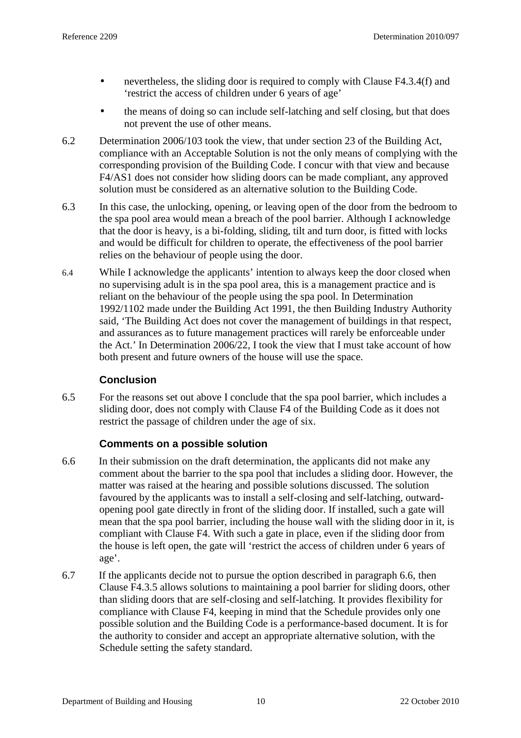- nevertheless, the sliding door is required to comply with Clause F4.3.4(f) and 'restrict the access of children under 6 years of age'
- the means of doing so can include self-latching and self closing, but that does not prevent the use of other means.

6.2 Determination 2006/103 took the view, that under section 23 of the Building Act, compliance with an Acceptable Solution is not the only means of complying with the corresponding provision of the Building Code. I concur with that view and because F4/AS1 does not consider how sliding doors can be made compliant, any approved solution must be considered as an alternative solution to the Building Code.

6.3 In this case, the unlocking, opening, or leaving open of the door from the bedroom to the spa pool area would mean a breach of the pool barrier. Although I acknowledge that the door is heavy, is a bi-folding, sliding, tilt and turn door, is fitted with locks and would be difficult for children to operate, the effectiveness of the pool barrier relies on the behaviour of people using the door.

6.4 While I acknowledge the applicants' intention to always keep the door closed when no supervising adult is in the spa pool area, this is a management practice and is reliant on the behaviour of the people using the spa pool. In Determination 1992/1102 made under the Building Act 1991, the then Building Industry Authority said, 'The Building Act does not cover the management of buildings in that respect, and assurances as to future management practices will rarely be enforceable under the Act.' In Determination 2006/22, I took the view that I must take account of how both present and future owners of the house will use the space.

### Conclusion

6.5 For the reasons set out above I conclude that the spa pool barrier, which includes a sliding door, does not comply with Clause F4 of the Building Code as it does not restrict the passage of children under the age of six.

### Comments on a possible solution

6.6 In their submission on the draft determination, the applicants did not make any comment about the barrier to the spa pool that includes a sliding door. However, the matter was raised at the hearing and possible solutions discussed. The solution favoured by the applicants was to install a self-closing and self-latching, outward-opening pool gate directly in front of the sliding door. If installed, such a gate will mean that the spa pool barrier, including the house wall with the sliding door in it, is compliant with Clause F4. With such a gate in place, even if the sliding door from the house is left open, the gate will 'restrict the access of children under 6 years of age'.

6.7 If the applicants decide not to pursue the option described in paragraph 6.6, then Clause F4.3.5 allows solutions to maintaining a pool barrier for sliding doors, other than sliding doors that are self-closing and self-latching. It provides flexibility for compliance with Clause F4, keeping in mind that the Schedule provides only one possible solution and the Building Code is a performance-based document. It is for the authority to consider and accept an appropriate alternative solution, with the Schedule setting the safety standard.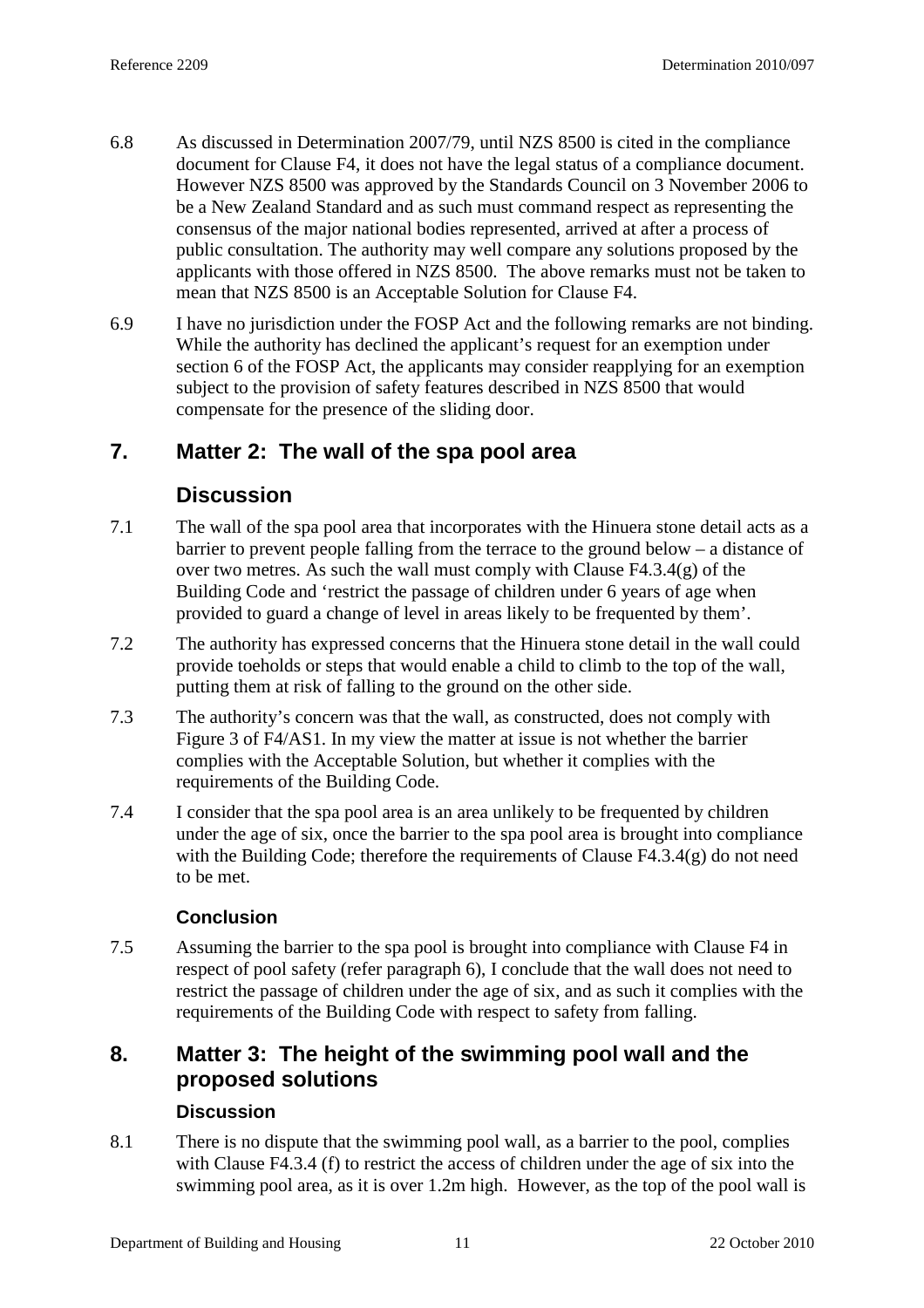6.8 As discussed in Determination 2007/79, until NZS 8500 is cited in the compliance document for Clause F4, it does not have the legal status of a compliance document. However NZS 8500 was approved by the Standards Council on 3 November 2006 to be a New Zealand Standard and as such must command respect as representing the consensus of the major national bodies represented, arrived at after a process of public consultation. The authority may well compare any solutions proposed by the applicants with those offered in NZS 8500. The above remarks must not be taken to mean that NZS 8500 is an Acceptable Solution for Clause F4.

6.9 I have no jurisdiction under the FOSP Act and the following remarks are not binding. While the authority has declined the applicant's request for an exemption under section 6 of the FOSP Act, the applicants may consider reapplying for an exemption subject to the provision of safety features described in NZS 8500 that would compensate for the presence of the sliding door.

## 7. Matter 2: The wall of the spa pool area

### Discussion

7.1 The wall of the spa pool area that incorporates with the Hinuera stone detail acts as a barrier to prevent people falling from the terrace to the ground below – a distance of over two metres. As such the wall must comply with Clause F4.3.4(g) of the Building Code and 'restrict the passage of children under 6 years of age when provided to guard a change of level in areas likely to be frequented by them'.

7.2 The authority has expressed concerns that the Hinuera stone detail in the wall could provide toeholds or steps that would enable a child to climb to the top of the wall, putting them at risk of falling to the ground on the other side.

7.3 The authority's concern was that the wall, as constructed, does not comply with Figure 3 of F4/AS1. In my view the matter at issue is not whether the barrier complies with the Acceptable Solution, but whether it complies with the requirements of the Building Code.

7.4 I consider that the spa pool area is an area unlikely to be frequented by children under the age of six, once the barrier to the spa pool area is brought into compliance with the Building Code; therefore the requirements of Clause F4.3.4(g) do not need to be met.

### Conclusion

7.5 Assuming the barrier to the spa pool is brought into compliance with Clause F4 in respect of pool safety (refer paragraph 6), I conclude that the wall does not need to restrict the passage of children under the age of six, and as such it complies with the requirements of the Building Code with respect to safety from falling.

## 8. Matter 3: The height of the swimming pool wall and the proposed solutions

### Discussion

8.1 There is no dispute that the swimming pool wall, as a barrier to the pool, complies with Clause F4.3.4 (f) to restrict the access of children under the age of six into the swimming pool area, as it is over 1.2m high. However, as the top of the pool wall is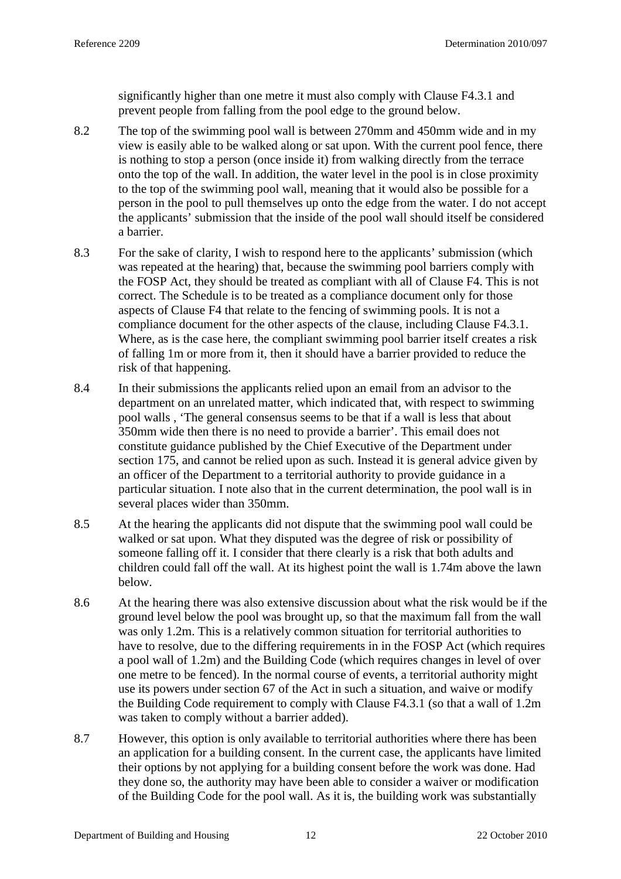significantly higher than one metre it must also comply with Clause F4.3.1 and prevent people from falling from the pool edge to the ground below.

8.2 The top of the swimming pool wall is between 270mm and 450mm wide and in my view is easily able to be walked along or sat upon. With the current pool fence, there is nothing to stop a person (once inside it) from walking directly from the terrace onto the top of the wall. In addition, the water level in the pool is in close proximity to the top of the swimming pool wall, meaning that it would also be possible for a person in the pool to pull themselves up onto the edge from the water. I do not accept the applicants' submission that the inside of the pool wall should itself be considered a barrier.

8.3 For the sake of clarity, I wish to respond here to the applicants' submission (which was repeated at the hearing) that, because the swimming pool barriers comply with the FOSP Act, they should be treated as compliant with all of Clause F4. This is not correct. The Schedule is to be treated as a compliance document only for those aspects of Clause F4 that relate to the fencing of swimming pools. It is not a compliance document for the other aspects of the clause, including Clause F4.3.1. Where, as is the case here, the compliant swimming pool barrier itself creates a risk of falling 1m or more from it, then it should have a barrier provided to reduce the risk of that happening.

8.4 In their submissions the applicants relied upon an email from an advisor to the department on an unrelated matter, which indicated that, with respect to swimming pool walls , 'The general consensus seems to be that if a wall is less that about 350mm wide then there is no need to provide a barrier'. This email does not constitute guidance published by the Chief Executive of the Department under section 175, and cannot be relied upon as such. Instead it is general advice given by an officer of the Department to a territorial authority to provide guidance in a particular situation. I note also that in the current determination, the pool wall is in several places wider than 350mm.

8.5 At the hearing the applicants did not dispute that the swimming pool wall could be walked or sat upon. What they disputed was the degree of risk or possibility of someone falling off it. I consider that there clearly is a risk that both adults and children could fall off the wall. At its highest point the wall is 1.74m above the lawn below.

8.6 At the hearing there was also extensive discussion about what the risk would be if the ground level below the pool was brought up, so that the maximum fall from the wall was only 1.2m. This is a relatively common situation for territorial authorities to have to resolve, due to the differing requirements in in the FOSP Act (which requires a pool wall of 1.2m) and the Building Code (which requires changes in level of over one metre to be fenced). In the normal course of events, a territorial authority might use its powers under section 67 of the Act in such a situation, and waive or modify the Building Code requirement to comply with Clause F4.3.1 (so that a wall of 1.2m was taken to comply without a barrier added).

8.7 However, this option is only available to territorial authorities where there has been an application for a building consent. In the current case, the applicants have limited their options by not applying for a building consent before the work was done. Had they done so, the authority may have been able to consider a waiver or modification of the Building Code for the pool wall. As it is, the building work was substantially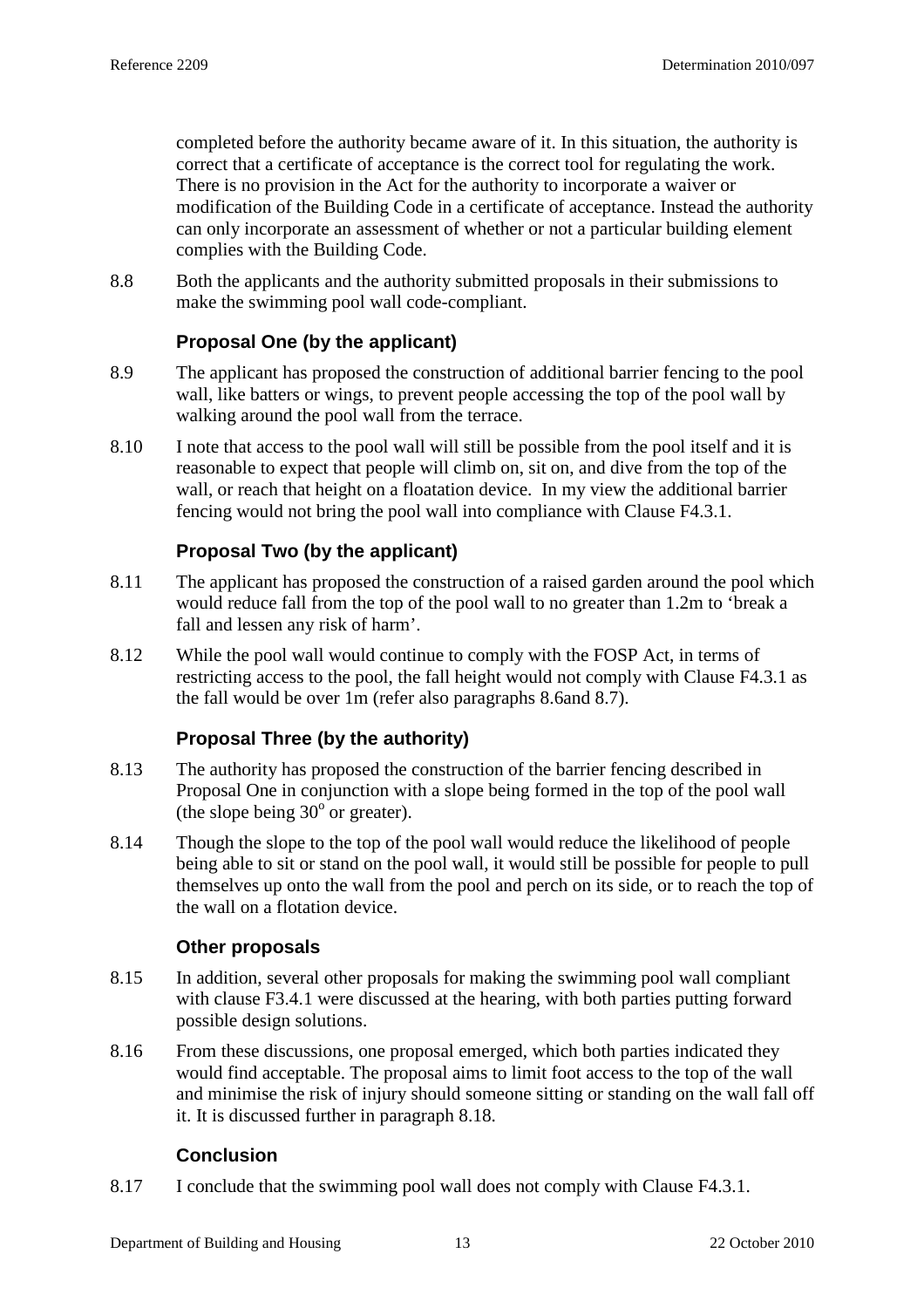completed before the authority became aware of it. In this situation, the authority is correct that a certificate of acceptance is the correct tool for regulating the work. There is no provision in the Act for the authority to incorporate a waiver or modification of the Building Code in a certificate of acceptance. Instead the authority can only incorporate an assessment of whether or not a particular building element complies with the Building Code.

8.8 Both the applicants and the authority submitted proposals in their submissions to make the swimming pool wall code-compliant.

### Proposal One (by the applicant)

8.9 The applicant has proposed the construction of additional barrier fencing to the pool wall, like batters or wings, to prevent people accessing the top of the pool wall by walking around the pool wall from the terrace.

8.10 I note that access to the pool wall will still be possible from the pool itself and it is reasonable to expect that people will climb on, sit on, and dive from the top of the wall, or reach that height on a floatation device. In my view the additional barrier fencing would not bring the pool wall into compliance with Clause F4.3.1.

### Proposal Two (by the applicant)

8.11 The applicant has proposed the construction of a raised garden around the pool which would reduce fall from the top of the pool wall to no greater than 1.2m to 'break a fall and lessen any risk of harm'.

8.12 While the pool wall would continue to comply with the FOSP Act, in terms of restricting access to the pool, the fall height would not comply with Clause F4.3.1 as the fall would be over 1m (refer also paragraphs 8.6and 8.7).

### Proposal Three (by the authority)

8.13 The authority has proposed the construction of the barrier fencing described in Proposal One in conjunction with a slope being formed in the top of the pool wall (the slope being $30^o$ or greater).

8.14 Though the slope to the top of the pool wall would reduce the likelihood of people being able to sit or stand on the pool wall, it would still be possible for people to pull themselves up onto the wall from the pool and perch on its side, or to reach the top of the wall on a flotation device.

### Other proposals

8.15 In addition, several other proposals for making the swimming pool wall compliant with clause F3.4.1 were discussed at the hearing, with both parties putting forward possible design solutions.

8.16 From these discussions, one proposal emerged, which both parties indicated they would find acceptable. The proposal aims to limit foot access to the top of the wall and minimise the risk of injury should someone sitting or standing on the wall fall off it. It is discussed further in paragraph 8.18.

### Conclusion

8.17 I conclude that the swimming pool wall does not comply with Clause F4.3.1.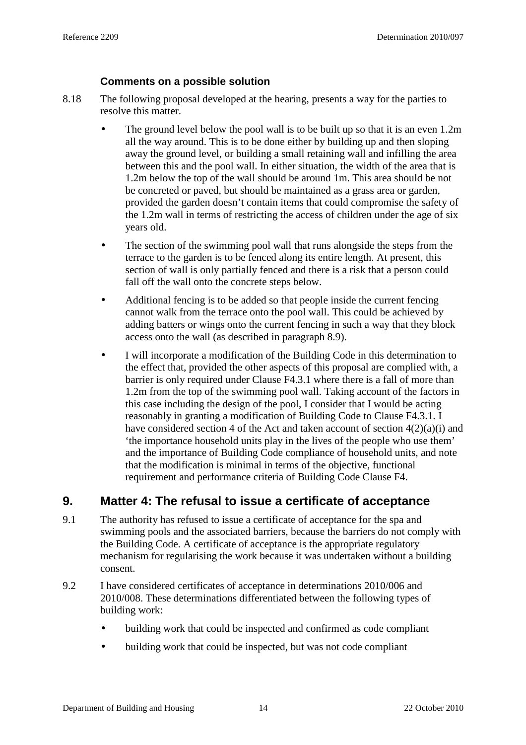### Comments on a possible solution

8.18 The following proposal developed at the hearing, presents a way for the parties to resolve this matter.

- The ground level below the pool wall is to be built up so that it is an even 1.2m all the way around. This is to be done either by building up and then sloping away the ground level, or building a small retaining wall and infilling the area between this and the pool wall. In either situation, the width of the area that is 1.2m below the top of the wall should be around 1m. This area should be not be concreted or paved, but should be maintained as a grass area or garden, provided the garden doesn't contain items that could compromise the safety of the 1.2m wall in terms of restricting the access of children under the age of six years old.
- The section of the swimming pool wall that runs alongside the steps from the terrace to the garden is to be fenced along its entire length. At present, this section of wall is only partially fenced and there is a risk that a person could fall off the wall onto the concrete steps below.
- Additional fencing is to be added so that people inside the current fencing cannot walk from the terrace onto the pool wall. This could be achieved by adding batters or wings onto the current fencing in such a way that they block access onto the wall (as described in paragraph 8.9).
- I will incorporate a modification of the Building Code in this determination to the effect that, provided the other aspects of this proposal are complied with, a barrier is only required under Clause F4.3.1 where there is a fall of more than 1.2m from the top of the swimming pool wall. Taking account of the factors in this case including the design of the pool, I consider that I would be acting reasonably in granting a modification of Building Code to Clause F4.3.1. I have considered section 4 of the Act and taken account of section 4(2)(a)(i) and 'the importance household units play in the lives of the people who use them' and the importance of Building Code compliance of household units, and note that the modification is minimal in terms of the objective, functional requirement and performance criteria of Building Code Clause F4.

## 9. Matter 4: The refusal to issue a certificate of acceptance

9.1 The authority has refused to issue a certificate of acceptance for the spa and swimming pools and the associated barriers, because the barriers do not comply with the Building Code. A certificate of acceptance is the appropriate regulatory mechanism for regularising the work because it was undertaken without a building consent.

9.2 I have considered certificates of acceptance in determinations 2010/006 and 2010/008. These determinations differentiated between the following types of building work:

- building work that could be inspected and confirmed as code compliant
- building work that could be inspected, but was not code compliant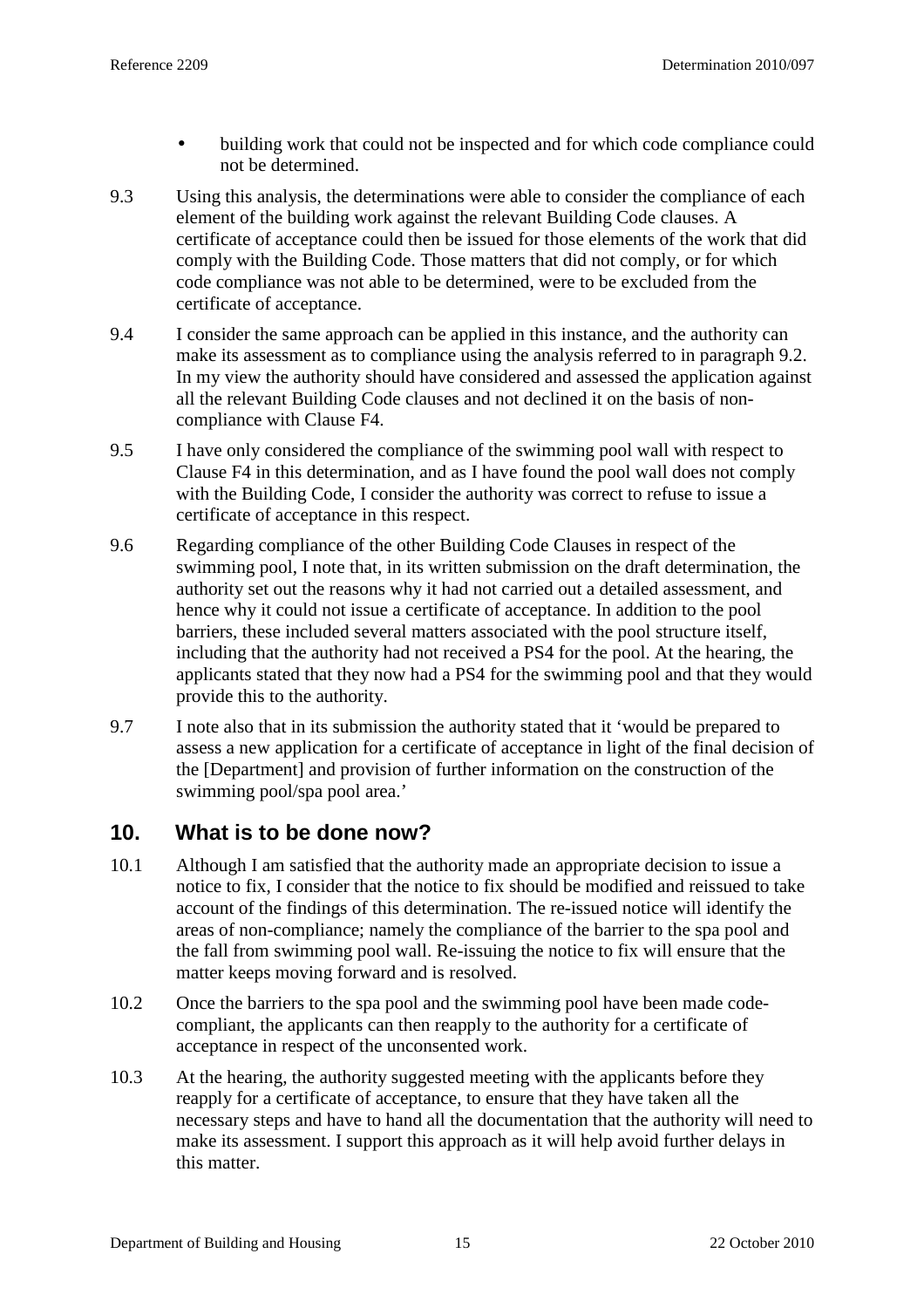- building work that could not be inspected and for which code compliance could not be determined.

9.3 Using this analysis, the determinations were able to consider the compliance of each element of the building work against the relevant Building Code clauses. A certificate of acceptance could then be issued for those elements of the work that did comply with the Building Code. Those matters that did not comply, or for which code compliance was not able to be determined, were to be excluded from the certificate of acceptance.

9.4 I consider the same approach can be applied in this instance, and the authority can make its assessment as to compliance using the analysis referred to in paragraph 9.2. In my view the authority should have considered and assessed the application against all the relevant Building Code clauses and not declined it on the basis of non-compliance with Clause F4.

9.5 I have only considered the compliance of the swimming pool wall with respect to Clause F4 in this determination, and as I have found the pool wall does not comply with the Building Code, I consider the authority was correct to refuse to issue a certificate of acceptance in this respect.

9.6 Regarding compliance of the other Building Code Clauses in respect of the swimming pool, I note that, in its written submission on the draft determination, the authority set out the reasons why it had not carried out a detailed assessment, and hence why it could not issue a certificate of acceptance. In addition to the pool barriers, these included several matters associated with the pool structure itself, including that the authority had not received a PS4 for the pool. At the hearing, the applicants stated that they now had a PS4 for the swimming pool and that they would provide this to the authority.

9.7 I note also that in its submission the authority stated that it 'would be prepared to assess a new application for a certificate of acceptance in light of the final decision of the [Department] and provision of further information on the construction of the swimming pool/spa pool area.'

## 10. What is to be done now?

10.1 Although I am satisfied that the authority made an appropriate decision to issue a notice to fix, I consider that the notice to fix should be modified and reissued to take account of the findings of this determination. The re-issued notice will identify the areas of non-compliance; namely the compliance of the barrier to the spa pool and the fall from swimming pool wall. Re-issuing the notice to fix will ensure that the matter keeps moving forward and is resolved.

10.2 Once the barriers to the spa pool and the swimming pool have been made code-compliant, the applicants can then reapply to the authority for a certificate of acceptance in respect of the unconsented work.

10.3 At the hearing, the authority suggested meeting with the applicants before they reapply for a certificate of acceptance, to ensure that they have taken all the necessary steps and have to hand all the documentation that the authority will need to make its assessment. I support this approach as it will help avoid further delays in this matter.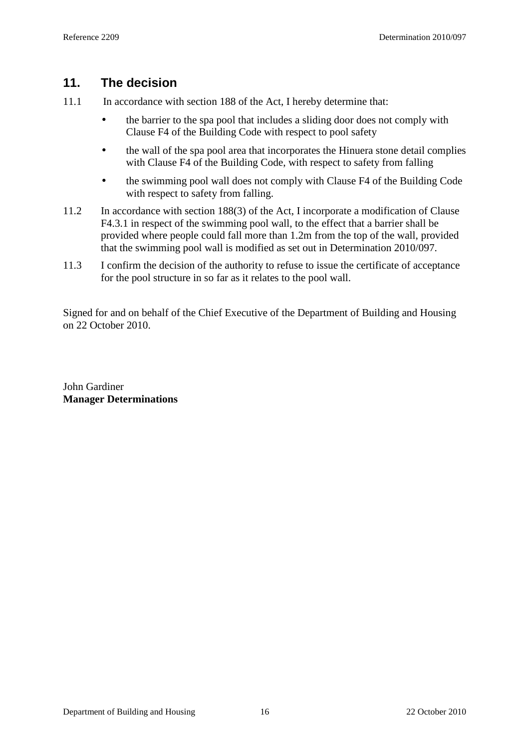## 11. The decision

11.1 In accordance with section 188 of the Act, I hereby determine that:

- the barrier to the spa pool that includes a sliding door does not comply with Clause F4 of the Building Code with respect to pool safety
- the wall of the spa pool area that incorporates the Hinuera stone detail complies with Clause F4 of the Building Code, with respect to safety from falling
- the swimming pool wall does not comply with Clause F4 of the Building Code with respect to safety from falling.

11.2 In accordance with section 188(3) of the Act, I incorporate a modification of Clause F4.3.1 in respect of the swimming pool wall, to the effect that a barrier shall be provided where people could fall more than 1.2m from the top of the wall, provided that the swimming pool wall is modified as set out in Determination 2010/097.

11.3 I confirm the decision of the authority to refuse to issue the certificate of acceptance for the pool structure in so far as it relates to the pool wall.

Signed for and on behalf of the Chief Executive of the Department of Building and Housing on 22 October 2010.

John Gardiner
**Manager Determinations**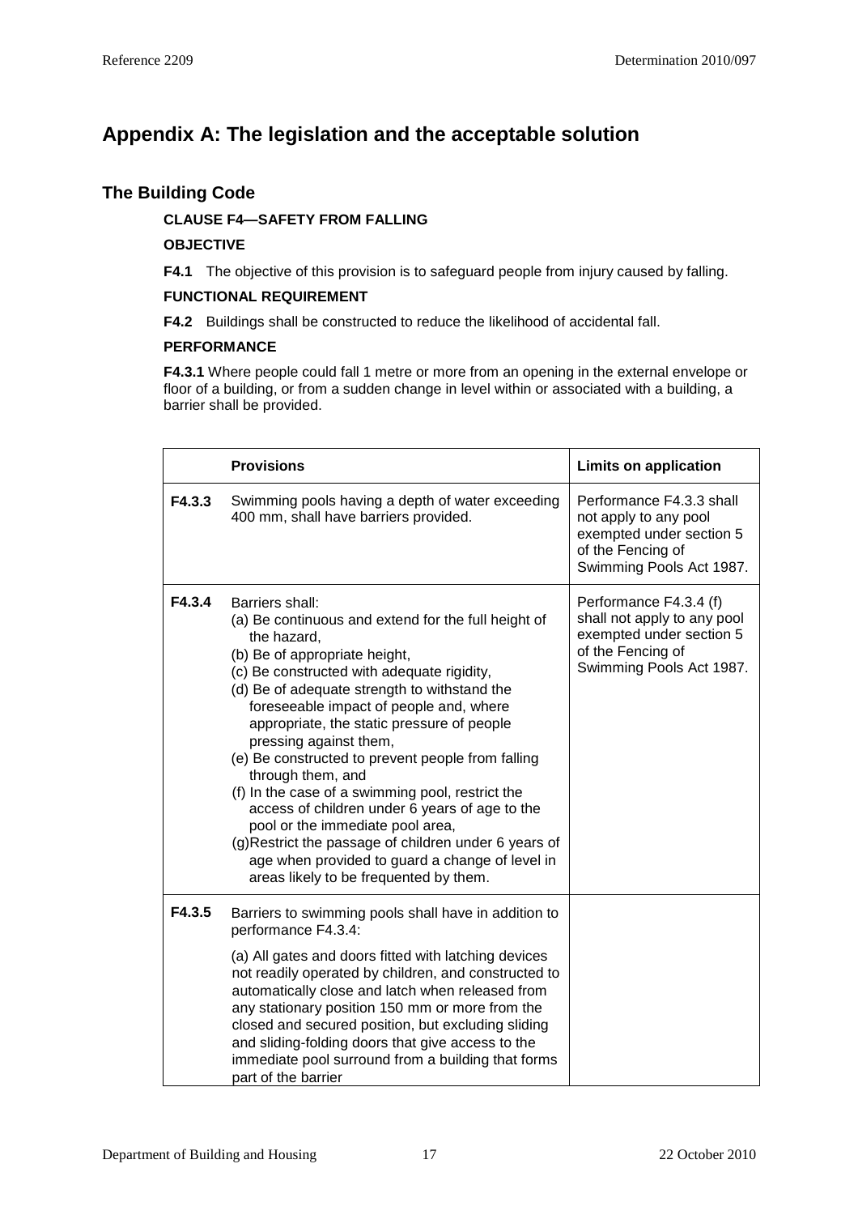# Appendix A: The legislation and the acceptable solution

## The Building Code

**CLAUSE F4—SAFETY FROM FALLING**

**OBJECTIVE**

**F4.1** The objective of this provision is to safeguard people from injury caused by falling.

**FUNCTIONAL REQUIREMENT**

**F4.2** Buildings shall be constructed to reduce the likelihood of accidental fall.

**PERFORMANCE**

**F4.3.1** Where people could fall 1 metre or more from an opening in the external envelope or floor of a building, or from a sudden change in level within or associated with a building, a barrier shall be provided.

| | **Provisions** | **Limits on application** |
|---|---|---|
| **F4.3.3** | Swimming pools having a depth of water exceeding 400 mm, shall have barriers provided. | Performance F4.3.3 shall not apply to any pool exempted under section 5 of the Fencing of Swimming Pools Act 1987. |
| **F4.3.4** | Barriers shall:<br>(a) Be continuous and extend for the full height of the hazard,<br>(b) Be of appropriate height,<br>(c) Be constructed with adequate rigidity,<br>(d) Be of adequate strength to withstand the foreseeable impact of people and, where appropriate, the static pressure of people pressing against them,<br>(e) Be constructed to prevent people from falling through them, and<br>(f) In the case of a swimming pool, restrict the access of children under 6 years of age to the pool or the immediate pool area,<br>(g)Restrict the passage of children under 6 years of age when provided to guard a change of level in areas likely to be frequented by them. | Performance F4.3.4 (f) shall not apply to any pool exempted under section 5 of the Fencing of Swimming Pools Act 1987. |
| **F4.3.5** | Barriers to swimming pools shall have in addition to performance F4.3.4:<br>(a) All gates and doors fitted with latching devices not readily operated by children, and constructed to automatically close and latch when released from any stationary position 150 mm or more from the closed and secured position, but excluding sliding and sliding-folding doors that give access to the immediate pool surround from a building that forms part of the barrier | |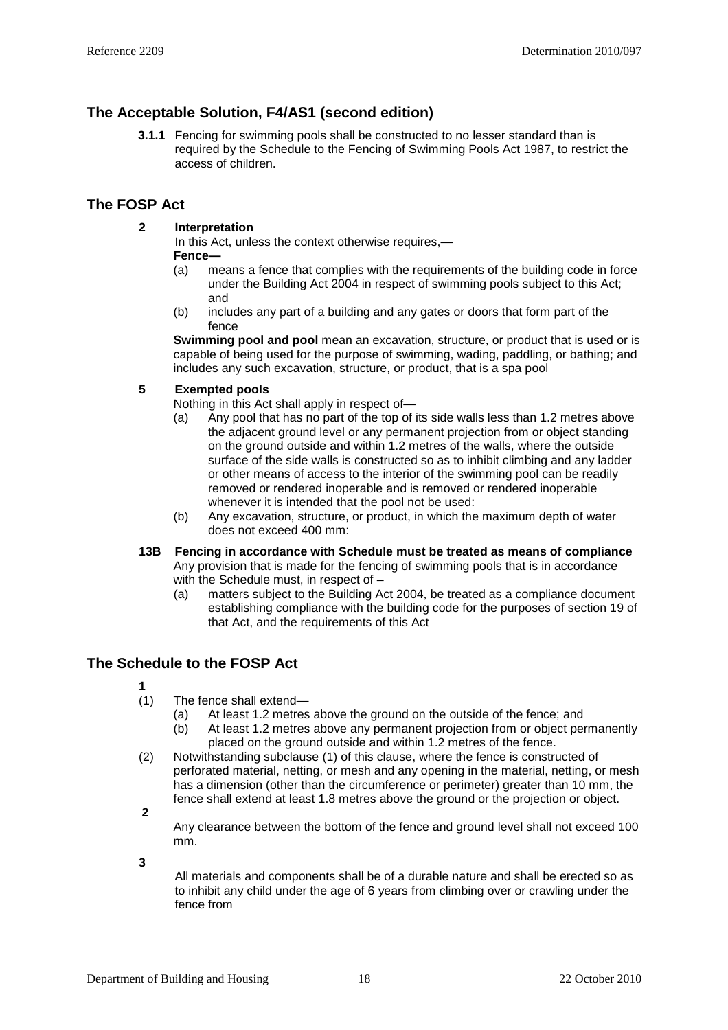## The Acceptable Solution, F4/AS1 (second edition)

**3.1.1** Fencing for swimming pools shall be constructed to no lesser standard than is required by the Schedule to the Fencing of Swimming Pools Act 1987, to restrict the access of children.

## The FOSP Act

**2 Interpretation**

In this Act, unless the context otherwise requires,—

**Fence—**

(a) means a fence that complies with the requirements of the building code in force under the Building Act 2004 in respect of swimming pools subject to this Act; and

(b) includes any part of a building and any gates or doors that form part of the fence

**Swimming pool and pool** mean an excavation, structure, or product that is used or is capable of being used for the purpose of swimming, wading, paddling, or bathing; and includes any such excavation, structure, or product, that is a spa pool

**5 Exempted pools**

Nothing in this Act shall apply in respect of—

(a) Any pool that has no part of the top of its side walls less than 1.2 metres above the adjacent ground level or any permanent projection from or object standing on the ground outside and within 1.2 metres of the walls, where the outside surface of the side walls is constructed so as to inhibit climbing and any ladder or other means of access to the interior of the swimming pool can be readily removed or rendered inoperable and is removed or rendered inoperable whenever it is intended that the pool not be used:

(b) Any excavation, structure, or product, in which the maximum depth of water does not exceed 400 mm:

**13B Fencing in accordance with Schedule must be treated as means of compliance**

Any provision that is made for the fencing of swimming pools that is in accordance with the Schedule must, in respect of –

(a) matters subject to the Building Act 2004, be treated as a compliance document establishing compliance with the building code for the purposes of section 19 of that Act, and the requirements of this Act

## The Schedule to the FOSP Act

**1**

(1) The fence shall extend—

(a) At least 1.2 metres above the ground on the outside of the fence; and

(b) At least 1.2 metres above any permanent projection from or object permanently placed on the ground outside and within 1.2 metres of the fence.

(2) Notwithstanding subclause (1) of this clause, where the fence is constructed of perforated material, netting, or mesh and any opening in the material, netting, or mesh has a dimension (other than the circumference or perimeter) greater than 10 mm, the fence shall extend at least 1.8 metres above the ground or the projection or object.

**2**

Any clearance between the bottom of the fence and ground level shall not exceed 100 mm.

**3**

All materials and components shall be of a durable nature and shall be erected so as to inhibit any child under the age of 6 years from climbing over or crawling under the fence from